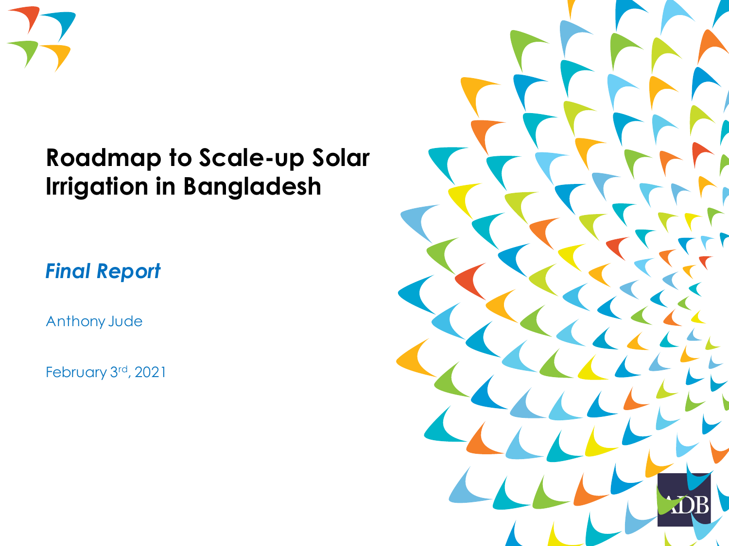# Roadmap to Scale-up Solar Irrigation in Bangladesh

***Final Report***

Anthony Jude

February 3rd, 2021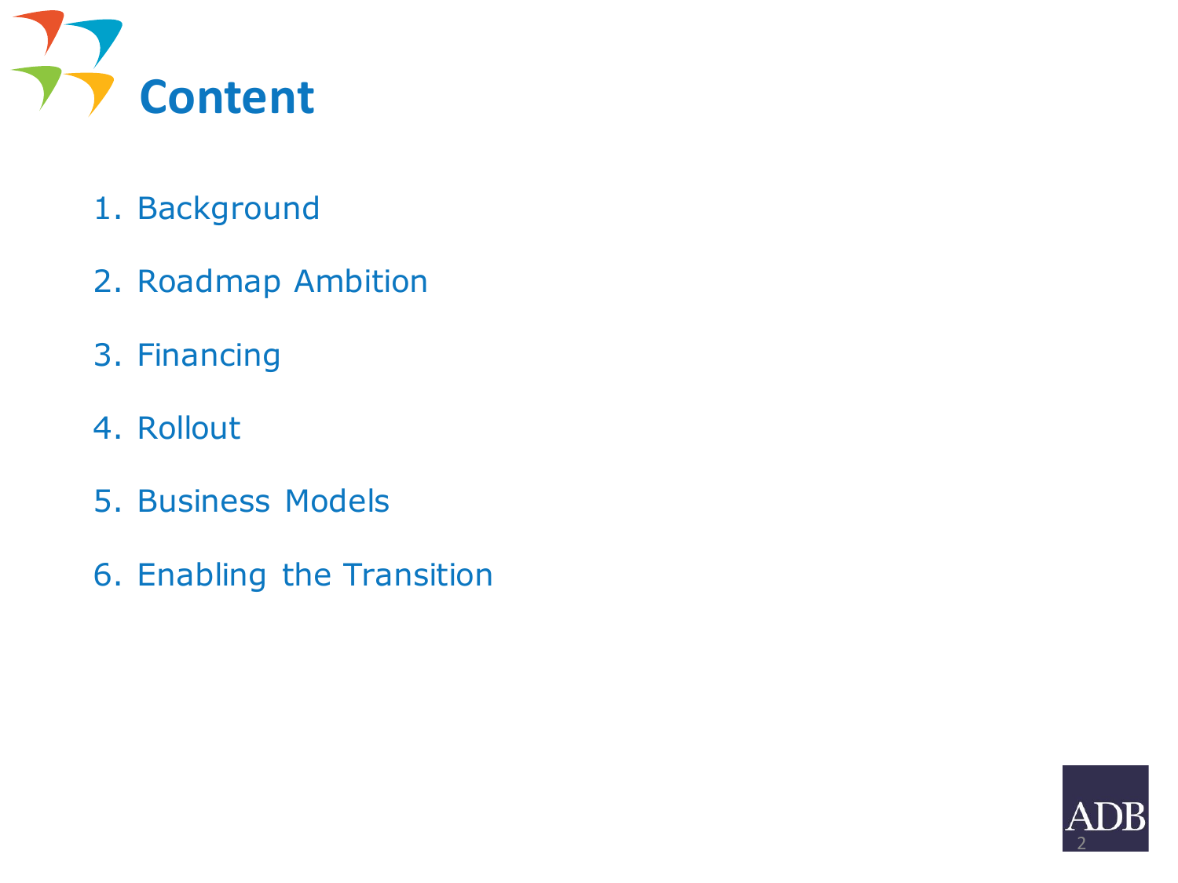# Content

1. Background
2. Roadmap Ambition
3. Financing
4. Rollout
5. Business Models
6. Enabling the Transition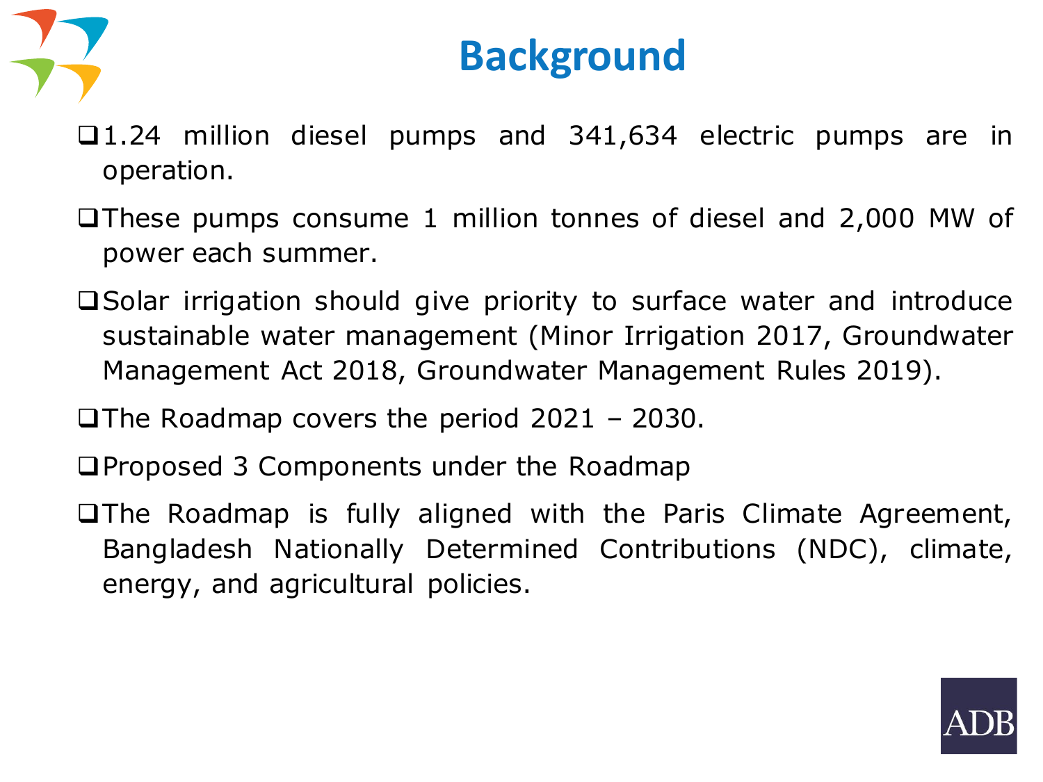# Background

- 1.24 million diesel pumps and 341,634 electric pumps are in operation.
- These pumps consume 1 million tonnes of diesel and 2,000 MW of power each summer.
- Solar irrigation should give priority to surface water and introduce sustainable water management (Minor Irrigation 2017, Groundwater Management Act 2018, Groundwater Management Rules 2019).
- The Roadmap covers the period 2021 – 2030.
- Proposed 3 Components under the Roadmap
- The Roadmap is fully aligned with the Paris Climate Agreement, Bangladesh Nationally Determined Contributions (NDC), climate, energy, and agricultural policies.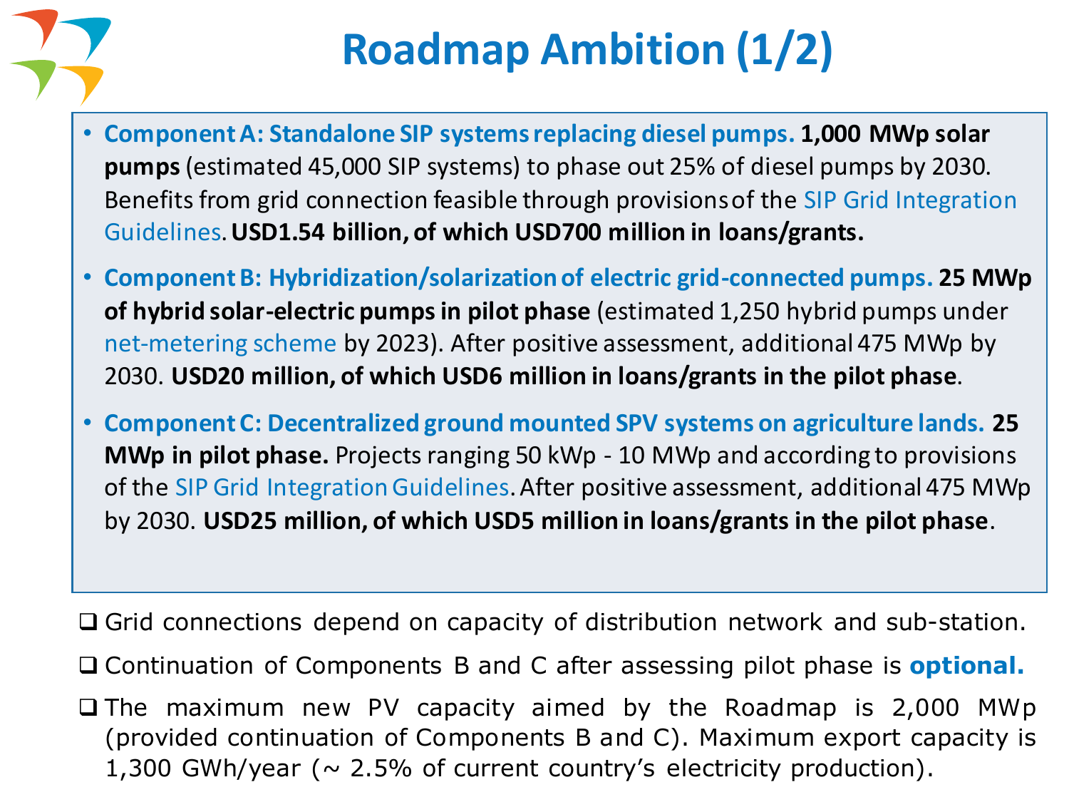# Roadmap Ambition (1/2)

- **Component A: Standalone SIP systems replacing diesel pumps. 1,000 MWp solar pumps** (estimated 45,000 SIP systems) to phase out 25% of diesel pumps by 2030. Benefits from grid connection feasible through provisions of the SIP Grid Integration Guidelines. **USD1.54 billion, of which USD700 million in loans/grants.**
- **Component B: Hybridization/solarization of electric grid-connected pumps. 25 MWp of hybrid solar-electric pumps in pilot phase** (estimated 1,250 hybrid pumps under net-metering scheme by 2023). After positive assessment, additional 475 MWp by 2030. **USD20 million, of which USD6 million in loans/grants in the pilot phase**.
- **Component C: Decentralized ground mounted SPV systems on agriculture lands. 25 MWp in pilot phase.** Projects ranging 50 kWp - 10 MWp and according to provisions of the SIP Grid Integration Guidelines. After positive assessment, additional 475 MWp by 2030. **USD25 million, of which USD5 million in loans/grants in the pilot phase**.

- ❑ Grid connections depend on capacity of distribution network and sub-station.
- ❑ Continuation of Components B and C after assessing pilot phase is **optional.**
- ❑ The maximum new PV capacity aimed by the Roadmap is 2,000 MWp (provided continuation of Components B and C). Maximum export capacity is 1,300 GWh/year (~ 2.5% of current country's electricity production).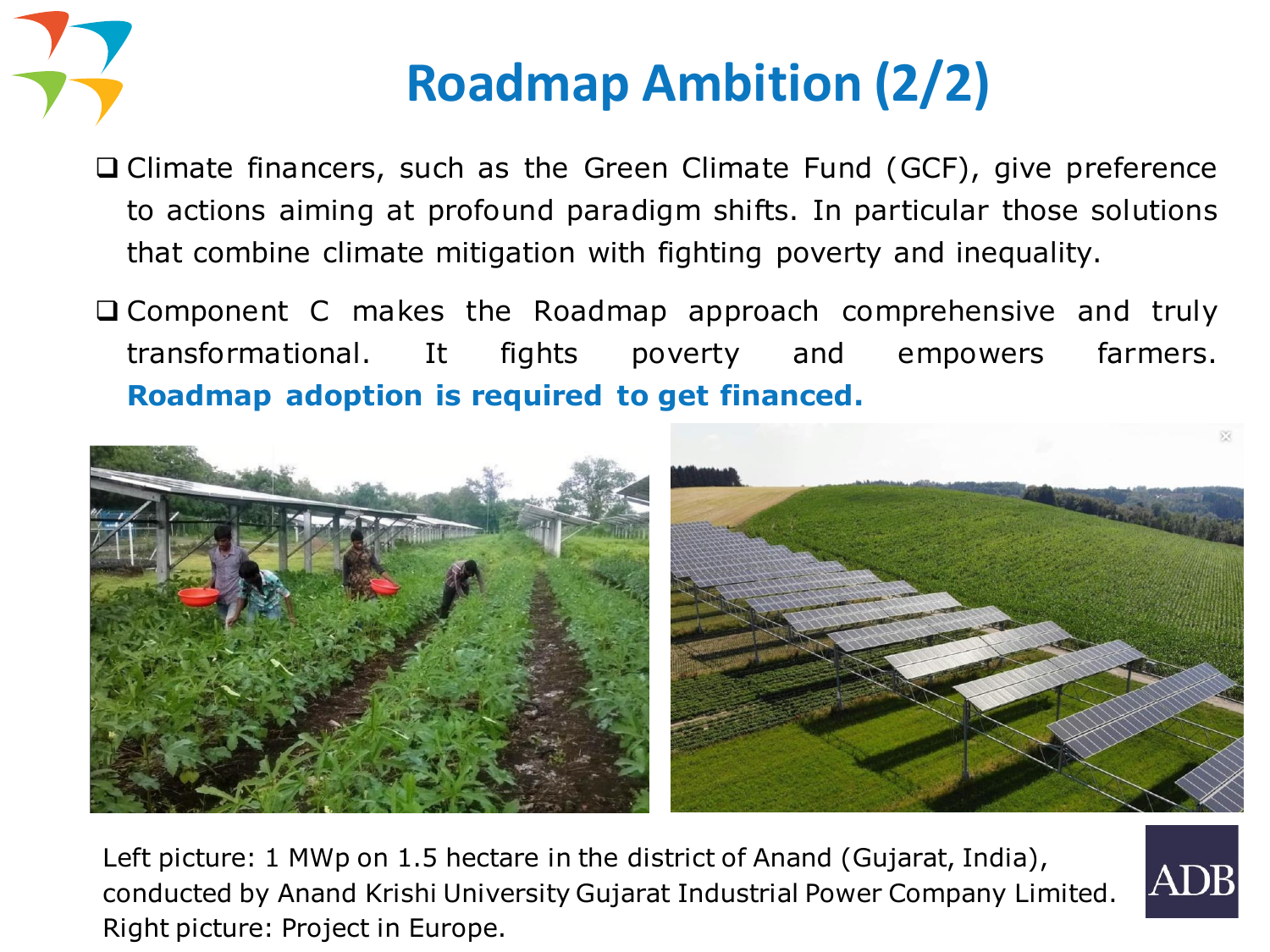# Roadmap Ambition (2/2)

- Climate financers, such as the Green Climate Fund (GCF), give preference to actions aiming at profound paradigm shifts. In particular those solutions that combine climate mitigation with fighting poverty and inequality.
- Component C makes the Roadmap approach comprehensive and truly transformational. It fights poverty and empowers farmers. **Roadmap adoption is required to get financed.**

Left picture: 1 MWp on 1.5 hectare in the district of Anand (Gujarat, India), conducted by Anand Krishi University Gujarat Industrial Power Company Limited.
Right picture: Project in Europe.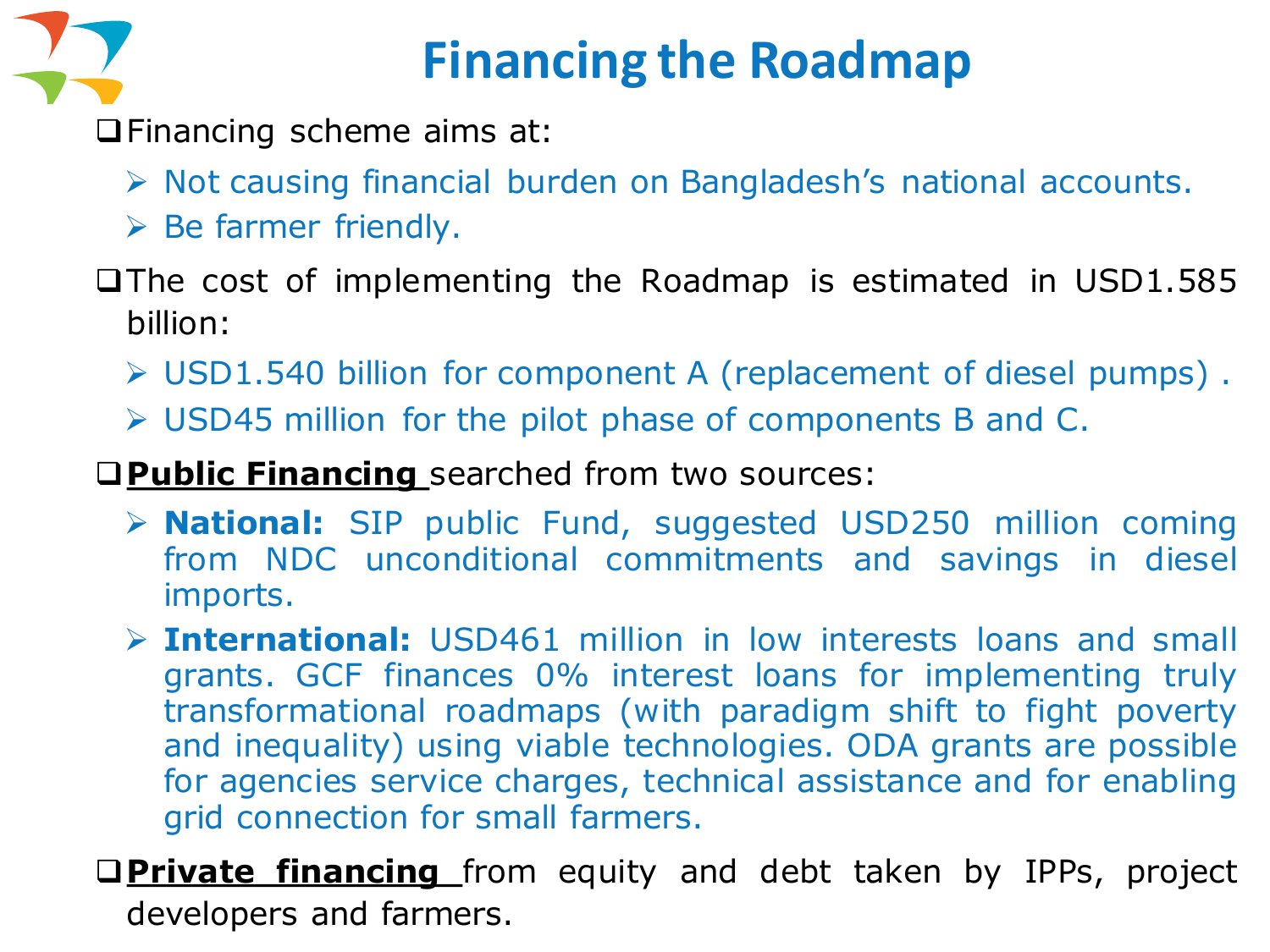# Financing the Roadmap

- Financing scheme aims at:
  - Not causing financial burden on Bangladesh's national accounts.
  - Be farmer friendly.
- The cost of implementing the Roadmap is estimated in USD1.585 billion:
  - USD1.540 billion for component A (replacement of diesel pumps) .
  - USD45 million for the pilot phase of components B and C.
- **Public Financing** searched from two sources:
  - **National:** SIP public Fund, suggested USD250 million coming from NDC unconditional commitments and savings in diesel imports.
  - **International:** USD461 million in low interests loans and small grants. GCF finances 0% interest loans for implementing truly transformational roadmaps (with paradigm shift to fight poverty and inequality) using viable technologies. ODA grants are possible for agencies service charges, technical assistance and for enabling grid connection for small farmers.
- **Private financing** from equity and debt taken by IPPs, project developers and farmers.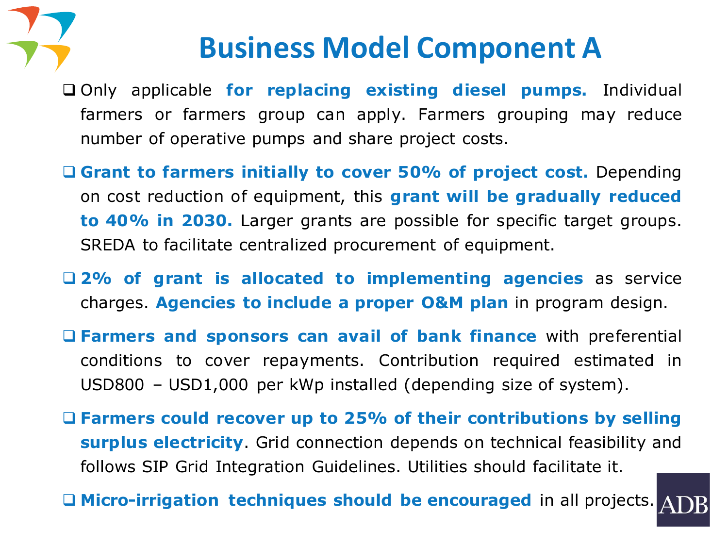# Business Model Component A

- Only applicable **for replacing existing diesel pumps.** Individual farmers or farmers group can apply. Farmers grouping may reduce number of operative pumps and share project costs.
- **Grant to farmers initially to cover 50% of project cost.** Depending on cost reduction of equipment, this **grant will be gradually reduced to 40% in 2030.** Larger grants are possible for specific target groups. SREDA to facilitate centralized procurement of equipment.
- **2% of grant is allocated to implementing agencies** as service charges. **Agencies to include a proper O&M plan** in program design.
- **Farmers and sponsors can avail of bank finance** with preferential conditions to cover repayments. Contribution required estimated in USD800 – USD1,000 per kWp installed (depending size of system).
- **Farmers could recover up to 25% of their contributions by selling surplus electricity**. Grid connection depends on technical feasibility and follows SIP Grid Integration Guidelines. Utilities should facilitate it.
- **Micro-irrigation techniques should be encouraged** in all projects.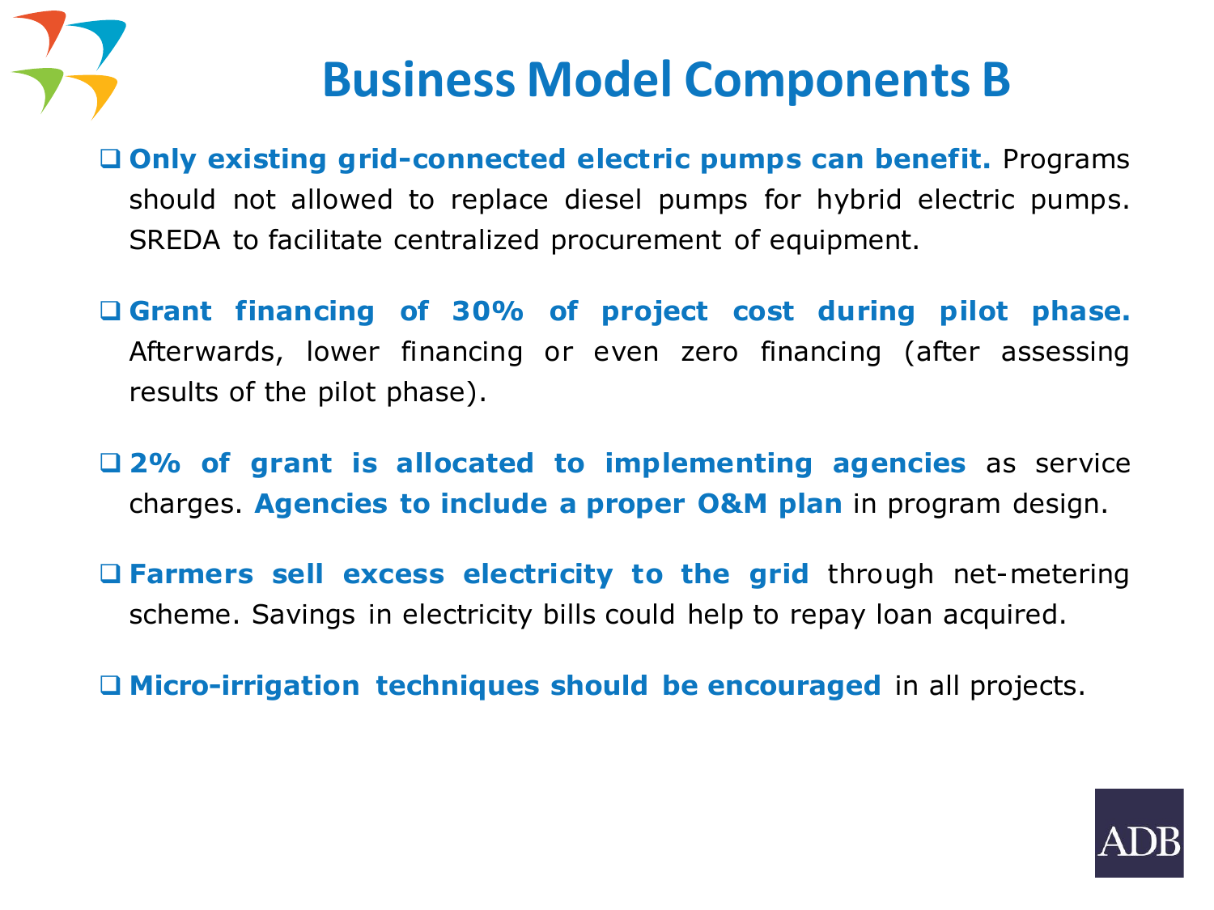# Business Model Components B

- **Only existing grid-connected electric pumps can benefit.** Programs should not allowed to replace diesel pumps for hybrid electric pumps. SREDA to facilitate centralized procurement of equipment.

- **Grant financing of 30% of project cost during pilot phase.** Afterwards, lower financing or even zero financing (after assessing results of the pilot phase).

- **2% of grant is allocated to implementing agencies** as service charges. **Agencies to include a proper O&M plan** in program design.

- **Farmers sell excess electricity to the grid** through net-metering scheme. Savings in electricity bills could help to repay loan acquired.

- **Micro-irrigation techniques should be encouraged** in all projects.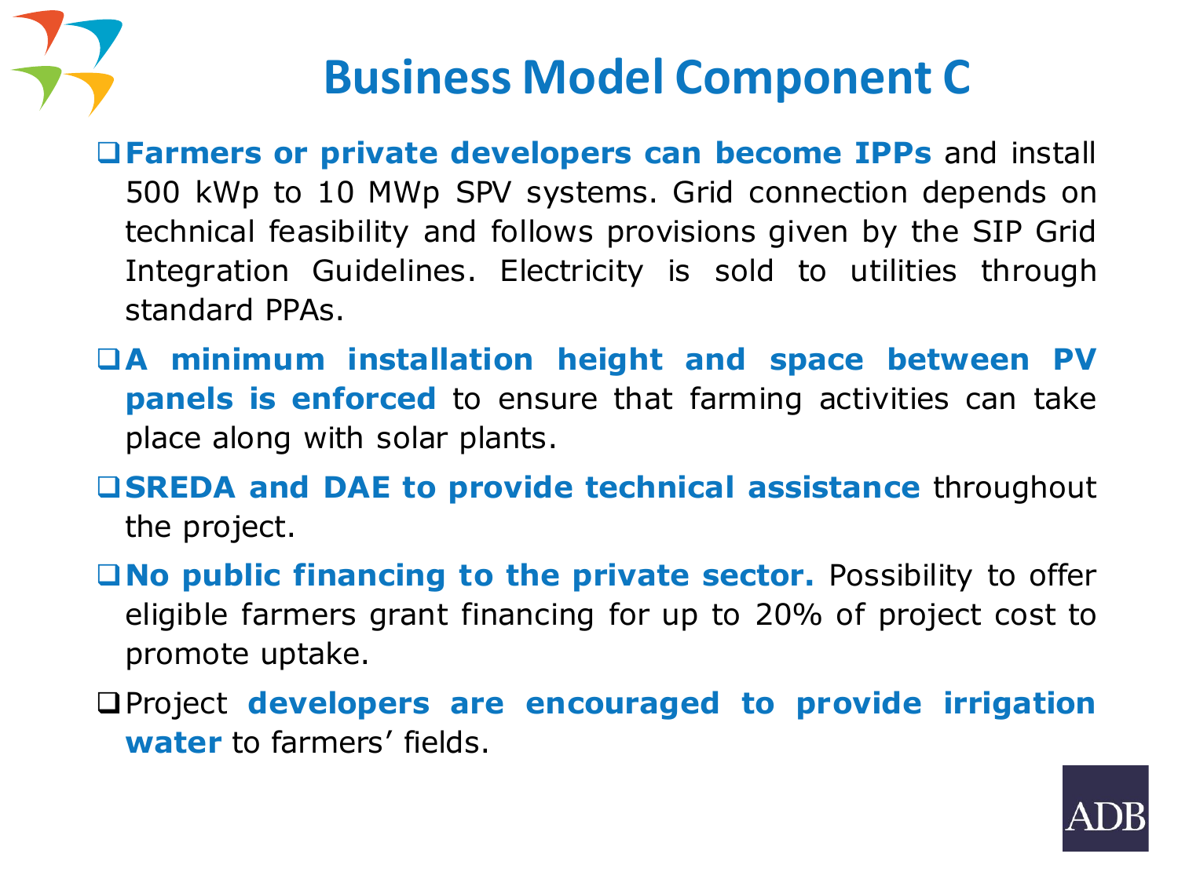# Business Model Component C

- **Farmers or private developers can become IPPs** and install 500 kWp to 10 MWp SPV systems. Grid connection depends on technical feasibility and follows provisions given by the SIP Grid Integration Guidelines. Electricity is sold to utilities through standard PPAs.
- **A minimum installation height and space between PV panels is enforced** to ensure that farming activities can take place along with solar plants.
- **SREDA and DAE to provide technical assistance** throughout the project.
- **No public financing to the private sector.** Possibility to offer eligible farmers grant financing for up to 20% of project cost to promote uptake.
- Project **developers are encouraged to provide irrigation water** to farmers' fields.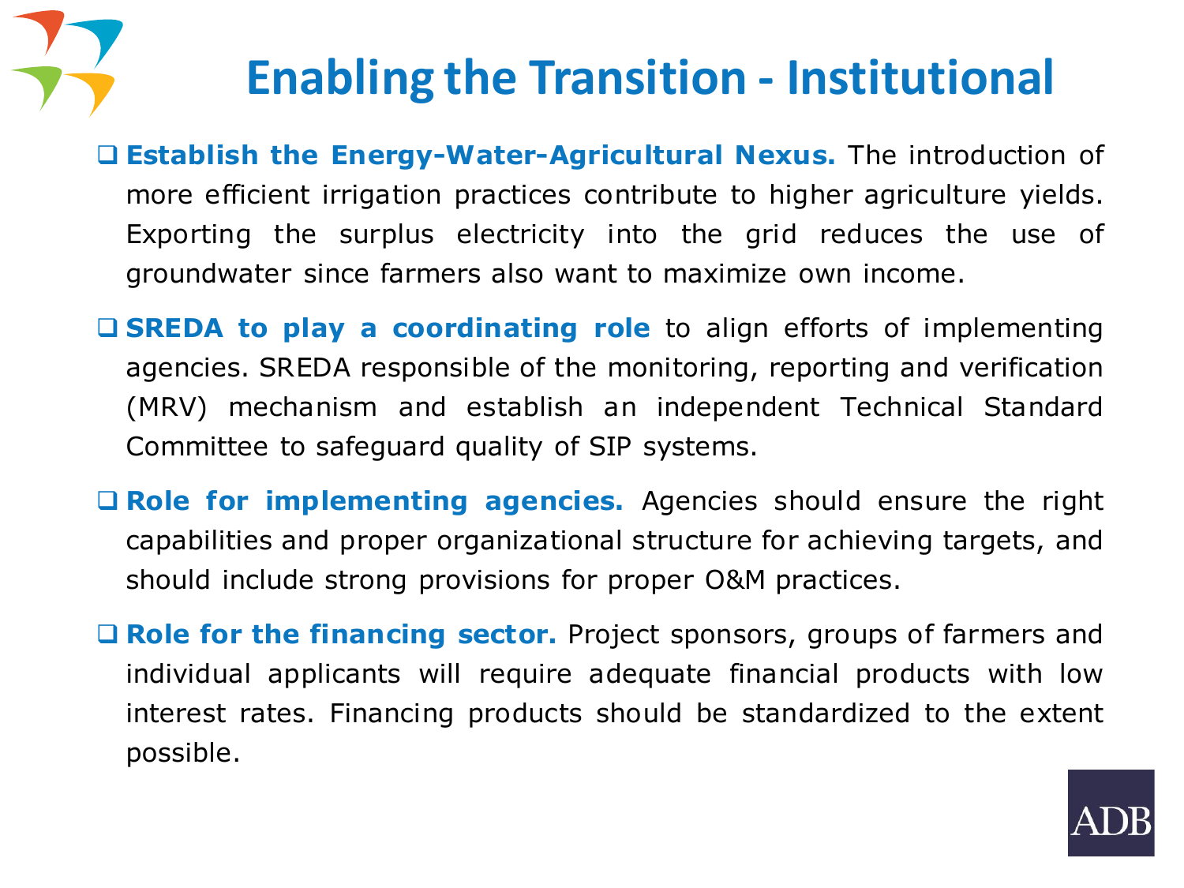# Enabling the Transition - Institutional

- **Establish the Energy-Water-Agricultural Nexus.** The introduction of more efficient irrigation practices contribute to higher agriculture yields. Exporting the surplus electricity into the grid reduces the use of groundwater since farmers also want to maximize own income.

- **SREDA to play a coordinating role** to align efforts of implementing agencies. SREDA responsible of the monitoring, reporting and verification (MRV) mechanism and establish an independent Technical Standard Committee to safeguard quality of SIP systems.

- **Role for implementing agencies.** Agencies should ensure the right capabilities and proper organizational structure for achieving targets, and should include strong provisions for proper O&M practices.

- **Role for the financing sector.** Project sponsors, groups of farmers and individual applicants will require adequate financial products with low interest rates. Financing products should be standardized to the extent possible.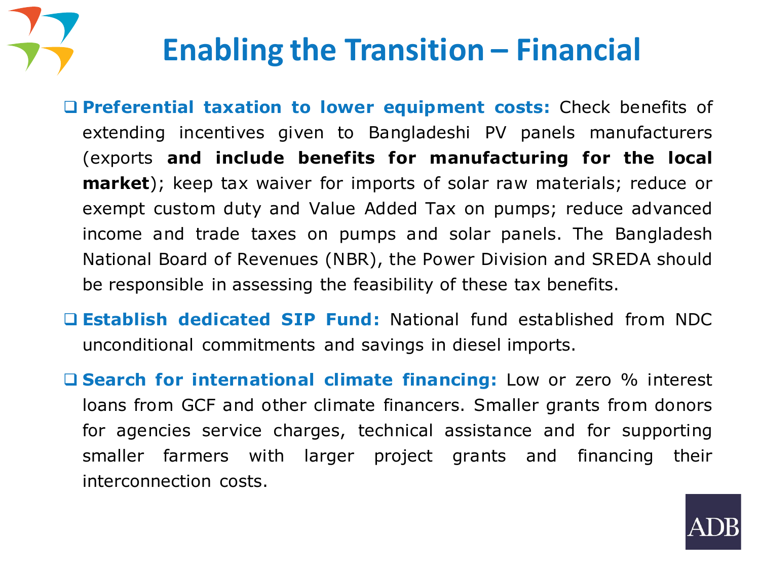# Enabling the Transition – Financial

- **Preferential taxation to lower equipment costs:** Check benefits of extending incentives given to Bangladeshi PV panels manufacturers (exports **and include benefits for manufacturing for the local market**); keep tax waiver for imports of solar raw materials; reduce or exempt custom duty and Value Added Tax on pumps; reduce advanced income and trade taxes on pumps and solar panels. The Bangladesh National Board of Revenues (NBR), the Power Division and SREDA should be responsible in assessing the feasibility of these tax benefits.

- **Establish dedicated SIP Fund:** National fund established from NDC unconditional commitments and savings in diesel imports.

- **Search for international climate financing:** Low or zero % interest loans from GCF and other climate financers. Smaller grants from donors for agencies service charges, technical assistance and for supporting smaller farmers with larger project grants and financing their interconnection costs.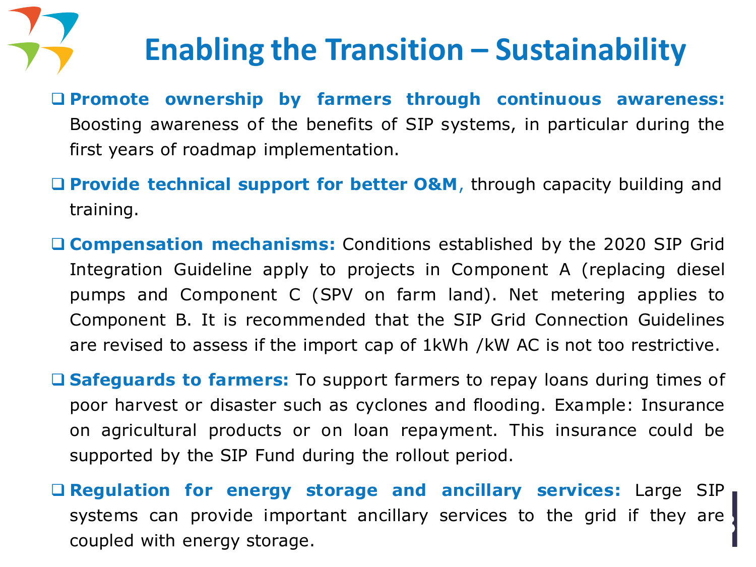# Enabling the Transition – Sustainability

- **Promote ownership by farmers through continuous awareness:** Boosting awareness of the benefits of SIP systems, in particular during the first years of roadmap implementation.
- **Provide technical support for better O&M**, through capacity building and training.
- **Compensation mechanisms:** Conditions established by the 2020 SIP Grid Integration Guideline apply to projects in Component A (replacing diesel pumps and Component C (SPV on farm land). Net metering applies to Component B. It is recommended that the SIP Grid Connection Guidelines are revised to assess if the import cap of 1kWh /kW AC is not too restrictive.
- **Safeguards to farmers:** To support farmers to repay loans during times of poor harvest or disaster such as cyclones and flooding. Example: Insurance on agricultural products or on loan repayment. This insurance could be supported by the SIP Fund during the rollout period.
- **Regulation for energy storage and ancillary services:** Large SIP systems can provide important ancillary services to the grid if they are coupled with energy storage.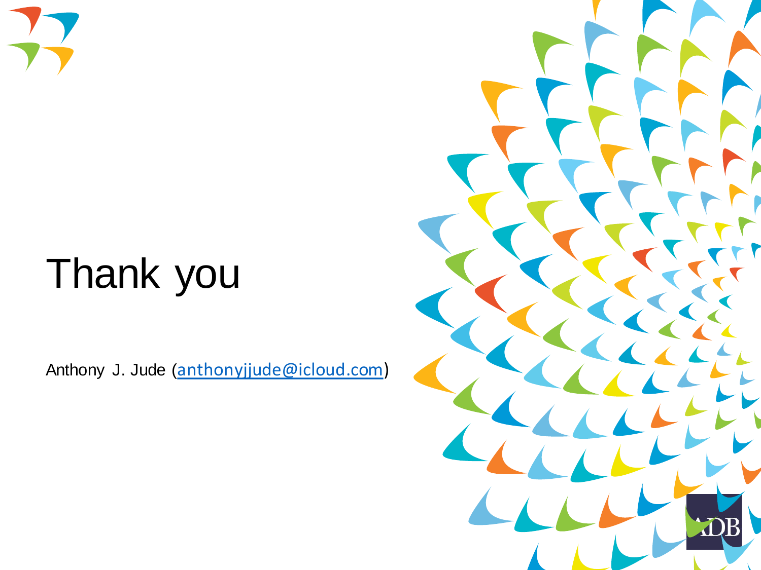# Thank you

Anthony J. Jude (anthonyjjude@icloud.com)